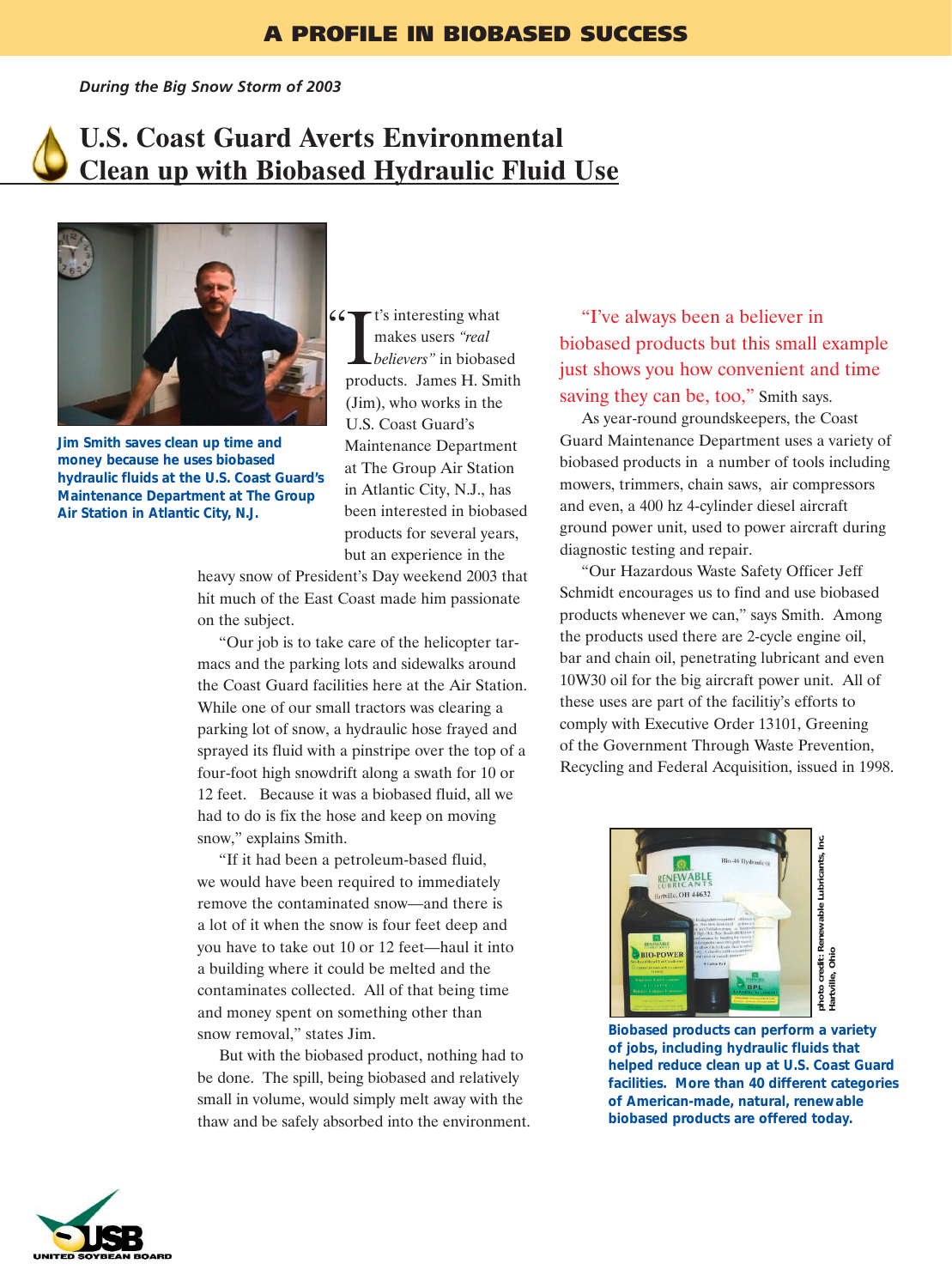**A PROFILE IN BIOBASED SUCCESS**

*During the Big Snow Storm of 2003*

# U.S. Coast Guard Averts Environmental Clean up with Biobased Hydraulic Fluid Use

**Jim Smith saves clean up time and money because he uses biobased hydraulic fluids at the U.S. Coast Guard's Maintenance Department at The Group Air Station in Atlantic City, N.J.**

"It's interesting what makes users *"real believers"* in biobased products. James H. Smith (Jim), who works in the U.S. Coast Guard's Maintenance Department at The Group Air Station in Atlantic City, N.J., has been interested in biobased products for several years, but an experience in the heavy snow of President's Day weekend 2003 that hit much of the East Coast made him passionate on the subject.

"Our job is to take care of the helicopter tarmacs and the parking lots and sidewalks around the Coast Guard facilities here at the Air Station. While one of our small tractors was clearing a parking lot of snow, a hydraulic hose frayed and sprayed its fluid with a pinstripe over the top of a four-foot high snowdrift along a swath for 10 or 12 feet. Because it was a biobased fluid, all we had to do is fix the hose and keep on moving snow," explains Smith.

"If it had been a petroleum-based fluid, we would have been required to immediately remove the contaminated snow—and there is a lot of it when the snow is four feet deep and you have to take out 10 or 12 feet—haul it into a building where it could be melted and the contaminates collected. All of that being time and money spent on something other than snow removal," states Jim.

But with the biobased product, nothing had to be done. The spill, being biobased and relatively small in volume, would simply melt away with the thaw and be safely absorbed into the environment.

"I've always been a believer in biobased products but this small example just shows you how convenient and time saving they can be, too," Smith says.

As year-round groundskeepers, the Coast Guard Maintenance Department uses a variety of biobased products in a number of tools including mowers, trimmers, chain saws, air compressors and even, a 400 hz 4-cylinder diesel aircraft ground power unit, used to power aircraft during diagnostic testing and repair.

"Our Hazardous Waste Safety Officer Jeff Schmidt encourages us to find and use biobased products whenever we can," says Smith. Among the products used there are 2-cycle engine oil, bar and chain oil, penetrating lubricant and even 10W30 oil for the big aircraft power unit. All of these uses are part of the facilitiy's efforts to comply with Executive Order 13101, Greening of the Government Through Waste Prevention, Recycling and Federal Acquisition, issued in 1998.

photo credit: Renewable Lubricants, Inc Hartville, Ohio

**Biobased products can perform a variety of jobs, including hydraulic fluids that helped reduce clean up at U.S. Coast Guard facilities. More than 40 different categories of American-made, natural, renewable biobased products are offered today.**

UNITED SOYBEAN BOARD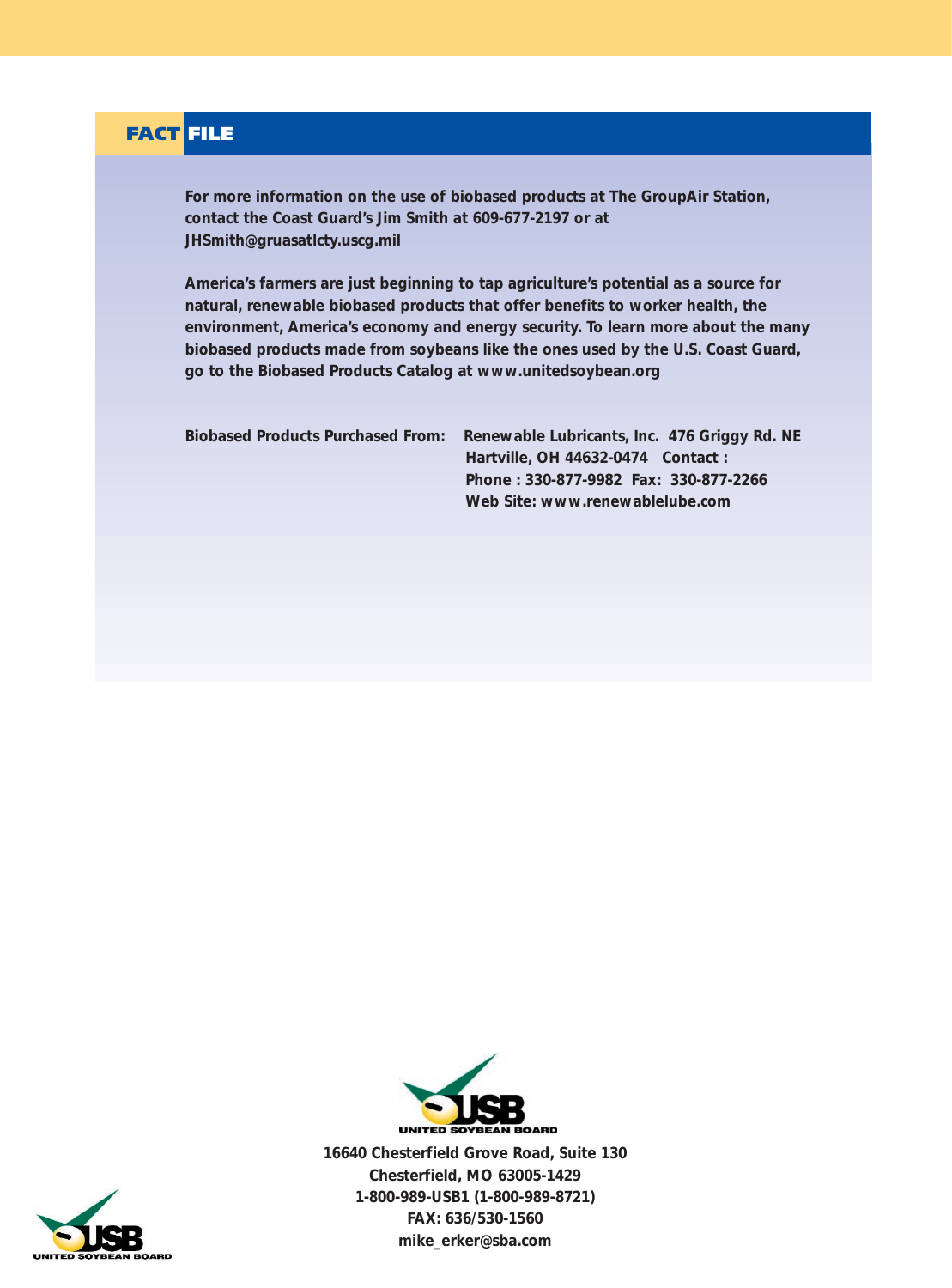## FACT FILE

**For more information on the use of biobased products at The GroupAir Station, contact the Coast Guard's Jim Smith at 609-677-2197 or at JHSmith@gruasatlcty.uscg.mil**

**America's farmers are just beginning to tap agriculture's potential as a source for natural, renewable biobased products that offer benefits to worker health, the environment, America's economy and energy security. To learn more about the many biobased products made from soybeans like the ones used by the U.S. Coast Guard, go to the Biobased Products Catalog at www.unitedsoybean.org**

**Biobased Products Purchased From:** **Renewable Lubricants, Inc. 476 Griggy Rd. NE**
**Hartville, OH 44632-0474 Contact :**
**Phone : 330-877-9982 Fax: 330-877-2266**
**Web Site: www.renewablelube.com**

UNITED SOYBEAN BOARD

**16640 Chesterfield Grove Road, Suite 130**
**Chesterfield, MO 63005-1429**
**1-800-989-USB1 (1-800-989-8721)**
**FAX: 636/530-1560**
**mike_erker@sba.com**

UNITED SOYBEAN BOARD